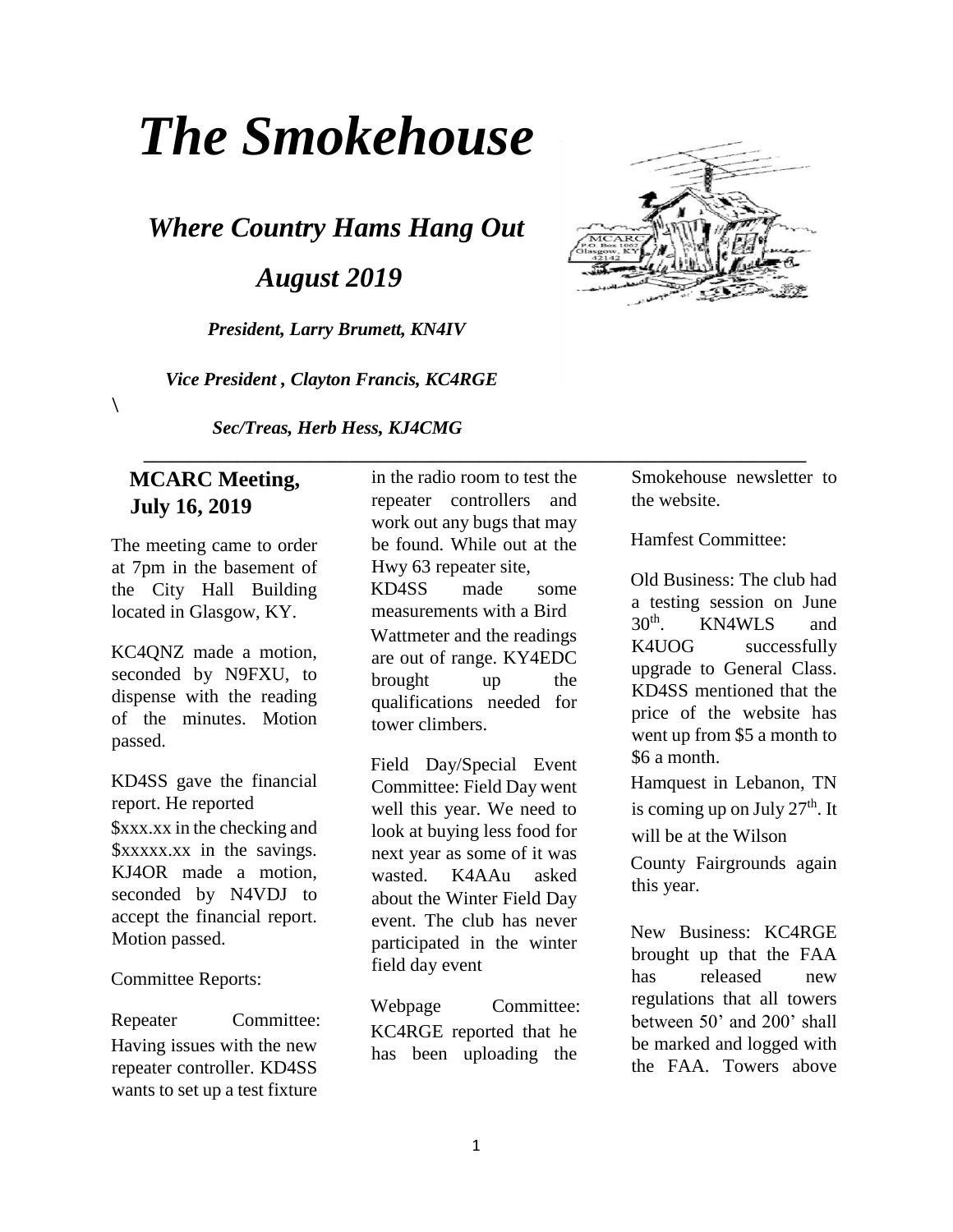# *The Smokehouse*

## *Where Country Hams Hang Out*

## *August 2019*

***President, Larry Brumett, KN4IV***

***Vice President , Clayton Francis, KC4RGE***

\

***Sec/Treas, Herb Hess, KJ4CMG***

---

### MCARC Meeting, July 16, 2019

The meeting came to order at 7pm in the basement of the City Hall Building located in Glasgow, KY.

KC4QNZ made a motion, seconded by N9FXU, to dispense with the reading of the minutes. Motion passed.

KD4SS gave the financial report. He reported $xxx.xx in the checking and $xxxxx.xx in the savings. KJ4OR made a motion, seconded by N4VDJ to accept the financial report. Motion passed.

Committee Reports:

Repeater Committee: Having issues with the new repeater controller. KD4SS wants to set up a test fixture in the radio room to test the repeater controllers and work out any bugs that may be found. While out at the Hwy 63 repeater site, KD4SS made some measurements with a Bird Wattmeter and the readings are out of range. KY4EDC brought up the qualifications needed for tower climbers.

Field Day/Special Event Committee: Field Day went well this year. We need to look at buying less food for next year as some of it was wasted. K4AAu asked about the Winter Field Day event. The club has never participated in the winter field day event

Webpage Committee: KC4RGE reported that he has been uploading the Smokehouse newsletter to the website.

Hamfest Committee:

Old Business: The club had a testing session on June 30th. KN4WLS and K4UOG successfully upgrade to General Class. KD4SS mentioned that the price of the website has went up from $5 a month to $6 a month.

Hamquest in Lebanon, TN is coming up on July 27th. It will be at the Wilson County Fairgrounds again this year.

New Business: KC4RGE brought up that the FAA has released new regulations that all towers between 50' and 200' shall be marked and logged with the FAA. Towers above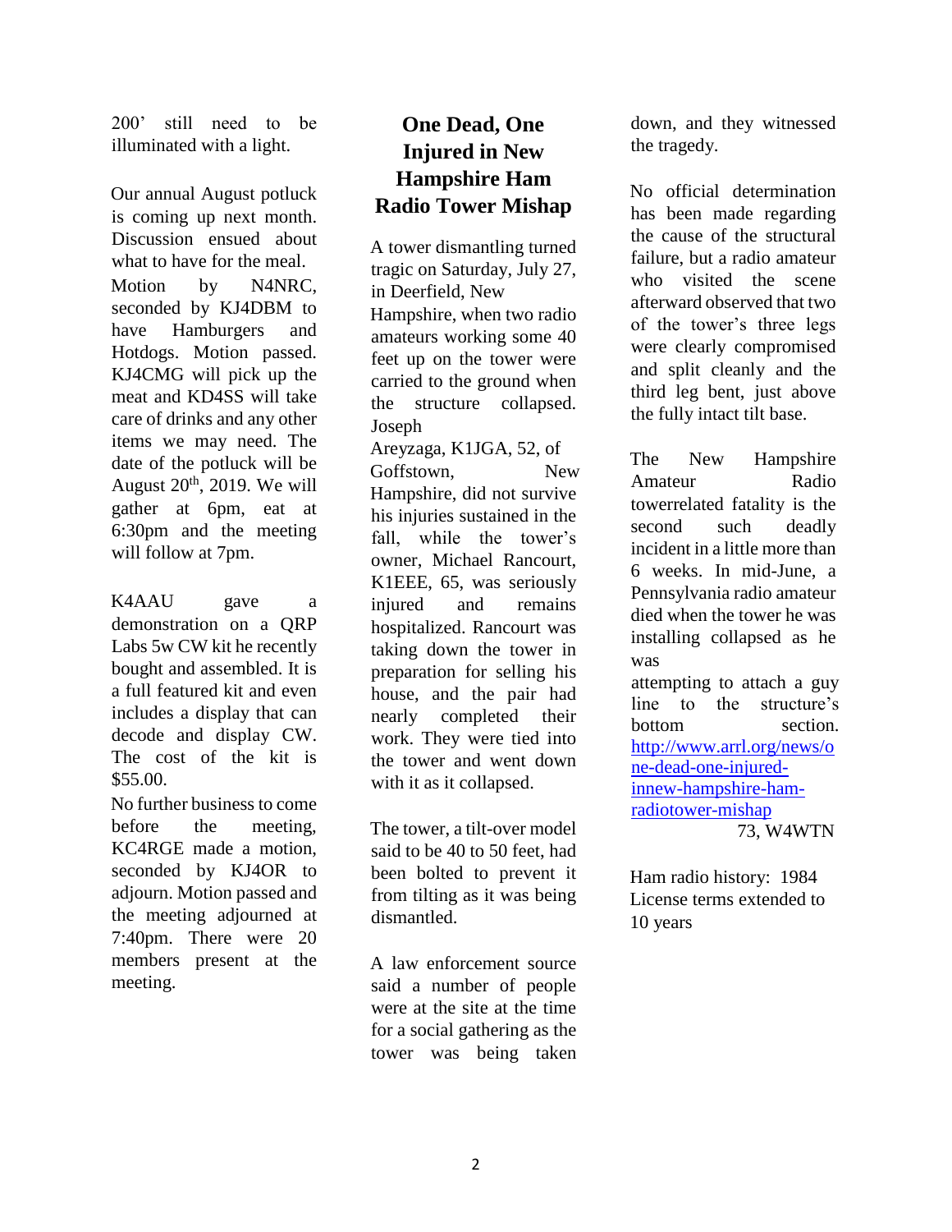200’ still need to be illuminated with a light.

Our annual August potluck is coming up next month. Discussion ensued about what to have for the meal. Motion by N4NRC, seconded by KJ4DBM to have Hamburgers and Hotdogs. Motion passed. KJ4CMG will pick up the meat and KD4SS will take care of drinks and any other items we may need. The date of the potluck will be August 20th, 2019. We will gather at 6pm, eat at 6:30pm and the meeting will follow at 7pm.

K4AAU gave a demonstration on a QRP Labs 5w CW kit he recently bought and assembled. It is a full featured kit and even includes a display that can decode and display CW. The cost of the kit is $55.00.

No further business to come before the meeting, KC4RGE made a motion, seconded by KJ4OR to adjourn. Motion passed and the meeting adjourned at 7:40pm. There were 20 members present at the meeting.

## One Dead, One Injured in New Hampshire Ham Radio Tower Mishap

A tower dismantling turned tragic on Saturday, July 27, in Deerfield, New Hampshire, when two radio amateurs working some 40 feet up on the tower were carried to the ground when the structure collapsed. Joseph Areyzaga, K1JGA, 52, of Goffstown, New Hampshire, did not survive his injuries sustained in the fall, while the tower’s owner, Michael Rancourt, K1EEE, 65, was seriously injured and remains hospitalized. Rancourt was taking down the tower in preparation for selling his house, and the pair had nearly completed their work. They were tied into the tower and went down with it as it collapsed.

The tower, a tilt-over model said to be 40 to 50 feet, had been bolted to prevent it from tilting as it was being dismantled.

A law enforcement source said a number of people were at the site at the time for a social gathering as the tower was being taken down, and they witnessed the tragedy.

No official determination has been made regarding the cause of the structural failure, but a radio amateur who visited the scene afterward observed that two of the tower’s three legs were clearly compromised and split cleanly and the third leg bent, just above the fully intact tilt base.

The New Hampshire Amateur Radio towerrelated fatality is the second such deadly incident in a little more than 6 weeks. In mid-June, a Pennsylvania radio amateur died when the tower he was installing collapsed as he was attempting to attach a guy line to the structure’s bottom section. [http://www.arrl.org/news/one-dead-one-injured-innew-hampshire-ham-radiotower-mishap](http://www.arrl.org/news/one-dead-one-injured-innew-hampshire-ham-radiotower-mishap)

73, W4WTN

Ham radio history: 1984 License terms extended to 10 years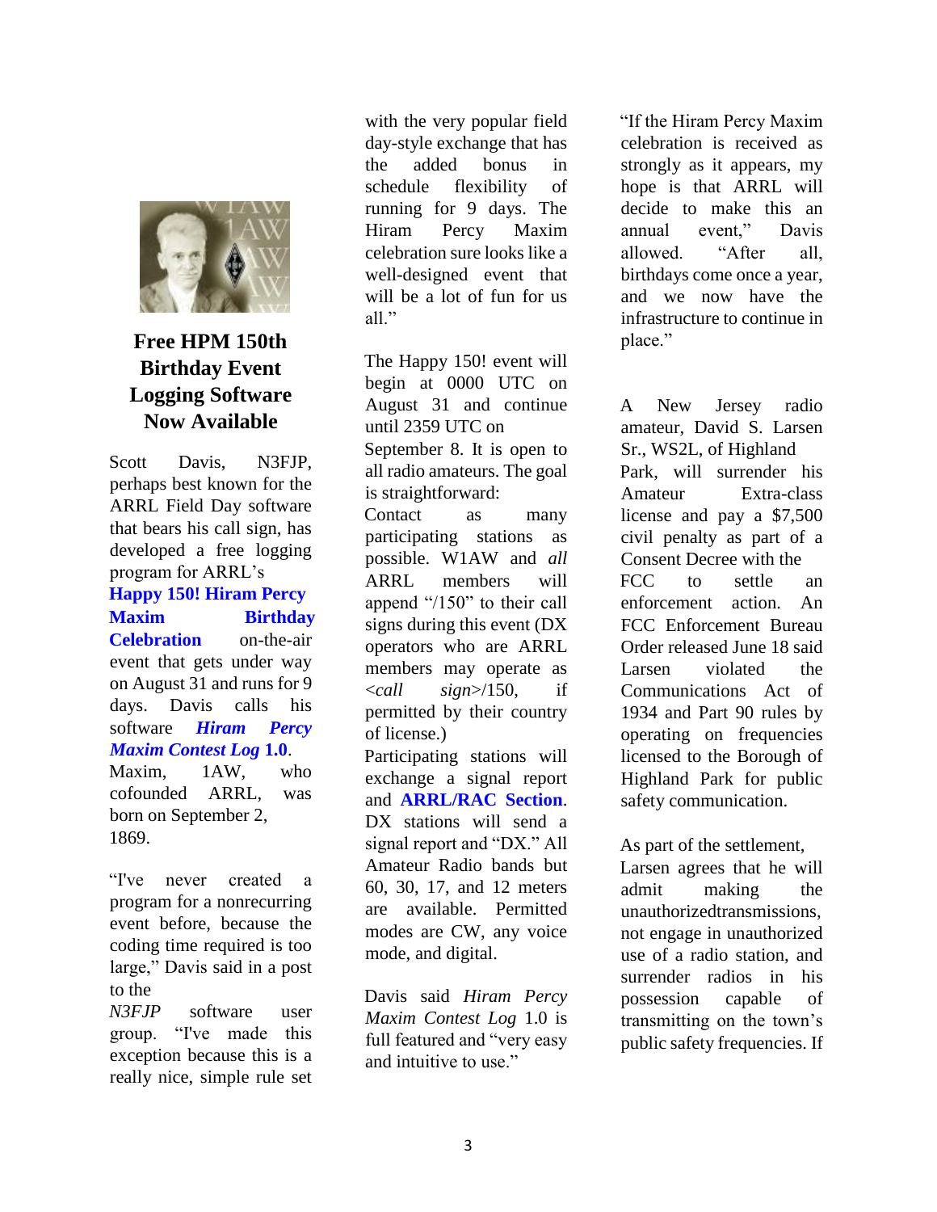## Free HPM 150th Birthday Event Logging Software Now Available

Scott Davis, N3FJP, perhaps best known for the ARRL Field Day software that bears his call sign, has developed a free logging program for ARRL's **Happy 150! Hiram Percy Maxim Birthday Celebration** on-the-air event that gets under way on August 31 and runs for 9 days. Davis calls his software ***Hiram Percy Maxim Contest Log* 1.0**. Maxim, 1AW, who cofounded ARRL, was born on September 2, 1869.

"I've never created a program for a nonrecurring event before, because the coding time required is too large," Davis said in a post to the *N3FJP* software user group. "I've made this exception because this is a really nice, simple rule set with the very popular field day-style exchange that has the added bonus in schedule flexibility of running for 9 days. The Hiram Percy Maxim celebration sure looks like a well-designed event that will be a lot of fun for us all."

The Happy 150! event will begin at 0000 UTC on August 31 and continue until 2359 UTC on September 8. It is open to all radio amateurs. The goal is straightforward:

Contact as many participating stations as possible. W1AW and *all* ARRL members will append "/150" to their call signs during this event (DX operators who are ARRL members may operate as <*call sign*>/150, if permitted by their country of license.)

Participating stations will exchange a signal report and **ARRL/RAC Section**. DX stations will send a signal report and "DX." All Amateur Radio bands but 60, 30, 17, and 12 meters are available. Permitted modes are CW, any voice mode, and digital.

Davis said *Hiram Percy Maxim Contest Log* 1.0 is full featured and "very easy and intuitive to use."

"If the Hiram Percy Maxim celebration is received as strongly as it appears, my hope is that ARRL will decide to make this an annual event," Davis allowed. "After all, birthdays come once a year, and we now have the infrastructure to continue in place."

A New Jersey radio amateur, David S. Larsen Sr., WS2L, of Highland Park, will surrender his Amateur Extra-class license and pay a $7,500 civil penalty as part of a Consent Decree with the FCC to settle an enforcement action. An FCC Enforcement Bureau Order released June 18 said Larsen violated the Communications Act of 1934 and Part 90 rules by operating on frequencies licensed to the Borough of Highland Park for public safety communication.

As part of the settlement, Larsen agrees that he will admit making the unauthorizedtransmissions, not engage in unauthorized use of a radio station, and surrender radios in his possession capable of transmitting on the town's public safety frequencies. If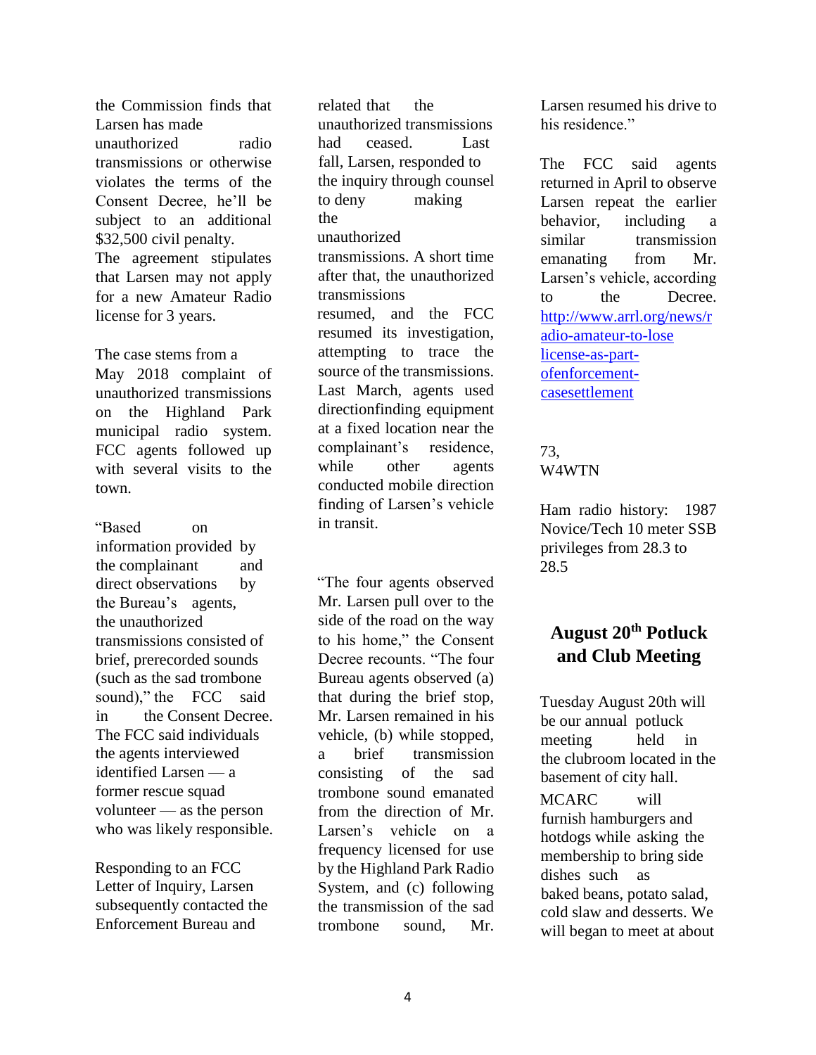the Commission finds that Larsen has made unauthorized radio transmissions or otherwise violates the terms of the Consent Decree, he'll be subject to an additional $32,500 civil penalty. The agreement stipulates that Larsen may not apply for a new Amateur Radio license for 3 years.

The case stems from a May 2018 complaint of unauthorized transmissions on the Highland Park municipal radio system. FCC agents followed up with several visits to the town.

"Based on information provided by the complainant and direct observations by the Bureau's agents, the unauthorized transmissions consisted of brief, prerecorded sounds (such as the sad trombone sound)," the FCC said in the Consent Decree. The FCC said individuals the agents interviewed identified Larsen — a former rescue squad volunteer — as the person who was likely responsible.

Responding to an FCC Letter of Inquiry, Larsen subsequently contacted the Enforcement Bureau and related that the unauthorized transmissions had ceased. Last fall, Larsen, responded to the inquiry through counsel to deny making the unauthorized transmissions. A short time after that, the unauthorized transmissions resumed, and the FCC resumed its investigation, attempting to trace the source of the transmissions. Last March, agents used directionfinding equipment at a fixed location near the complainant's residence, while other agents conducted mobile direction finding of Larsen's vehicle in transit.

"The four agents observed Mr. Larsen pull over to the side of the road on the way to his home," the Consent Decree recounts. "The four Bureau agents observed (a) that during the brief stop, Mr. Larsen remained in his vehicle, (b) while stopped, a brief transmission consisting of the sad trombone sound emanated from the direction of Mr. Larsen's vehicle on a frequency licensed for use by the Highland Park Radio System, and (c) following the transmission of the sad trombone sound, Mr. Larsen resumed his drive to his residence."

The FCC said agents returned in April to observe Larsen repeat the earlier behavior, including a similar transmission emanating from Mr. Larsen's vehicle, according to the Decree. [http://www.arrl.org/news/radio-amateur-to-lose license-as-part-ofenforcement-casesettlement](http://www.arrl.org/news/radio-amateur-to-lose-license-as-part-of-enforcement-case-settlement)

73,
W4WTN

Ham radio history: 1987 Novice/Tech 10 meter SSB privileges from 28.3 to 28.5

## August 20th Potluck and Club Meeting

Tuesday August 20th will be our annual potluck meeting held in the clubroom located in the basement of city hall.

MCARC will furnish hamburgers and hotdogs while asking the membership to bring side dishes such as baked beans, potato salad, cold slaw and desserts. We will began to meet at about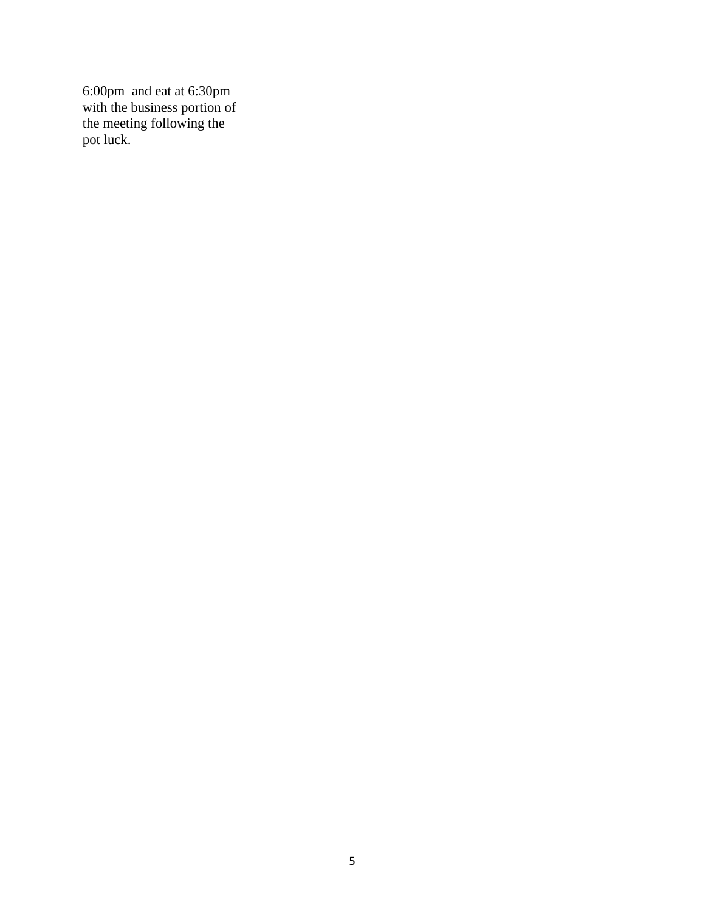6:00pm and eat at 6:30pm with the business portion of the meeting following the pot luck.